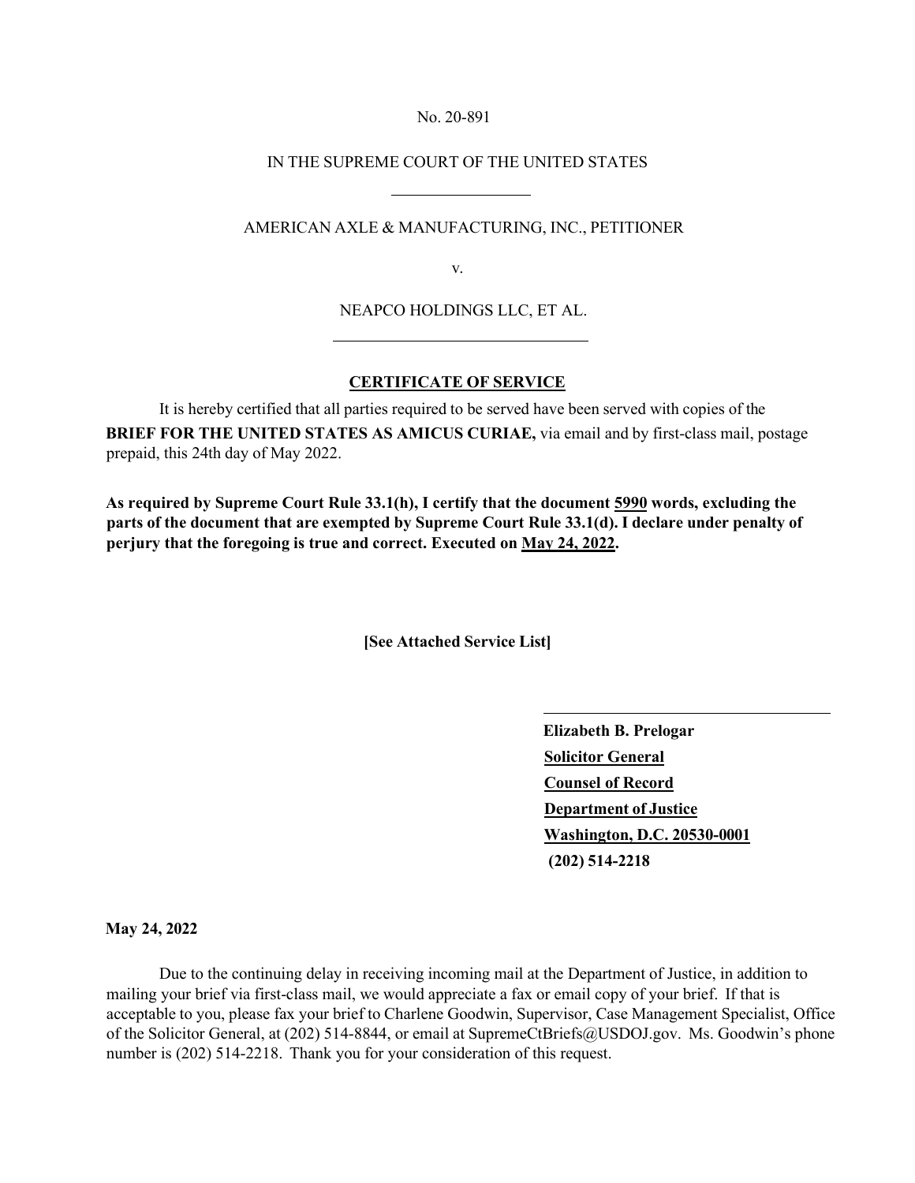No. 20-891

IN THE SUPREME COURT OF THE UNITED STATES

---

AMERICAN AXLE & MANUFACTURING, INC., PETITIONER

v.

NEAPCO HOLDINGS LLC, ET AL.

---

**CERTIFICATE OF SERVICE**

It is hereby certified that all parties required to be served have been served with copies of the **BRIEF FOR THE UNITED STATES AS AMICUS CURIAE,** via email and by first-class mail, postage prepaid, this 24th day of May 2022.

**As required by Supreme Court Rule 33.1(h), I certify that the document 5990 words, excluding the parts of the document that are exempted by Supreme Court Rule 33.1(d). I declare under penalty of perjury that the foregoing is true and correct. Executed on May 24, 2022.**

**[See Attached Service List]**

**Elizabeth B. Prelogar**
**Solicitor General**
**Counsel of Record**
**Department of Justice**
**Washington, D.C. 20530-0001**
**(202) 514-2218**

**May 24, 2022**

Due to the continuing delay in receiving incoming mail at the Department of Justice, in addition to mailing your brief via first-class mail, we would appreciate a fax or email copy of your brief. If that is acceptable to you, please fax your brief to Charlene Goodwin, Supervisor, Case Management Specialist, Office of the Solicitor General, at (202) 514-8844, or email at SupremeCtBriefs@USDOJ.gov. Ms. Goodwin's phone number is (202) 514-2218. Thank you for your consideration of this request.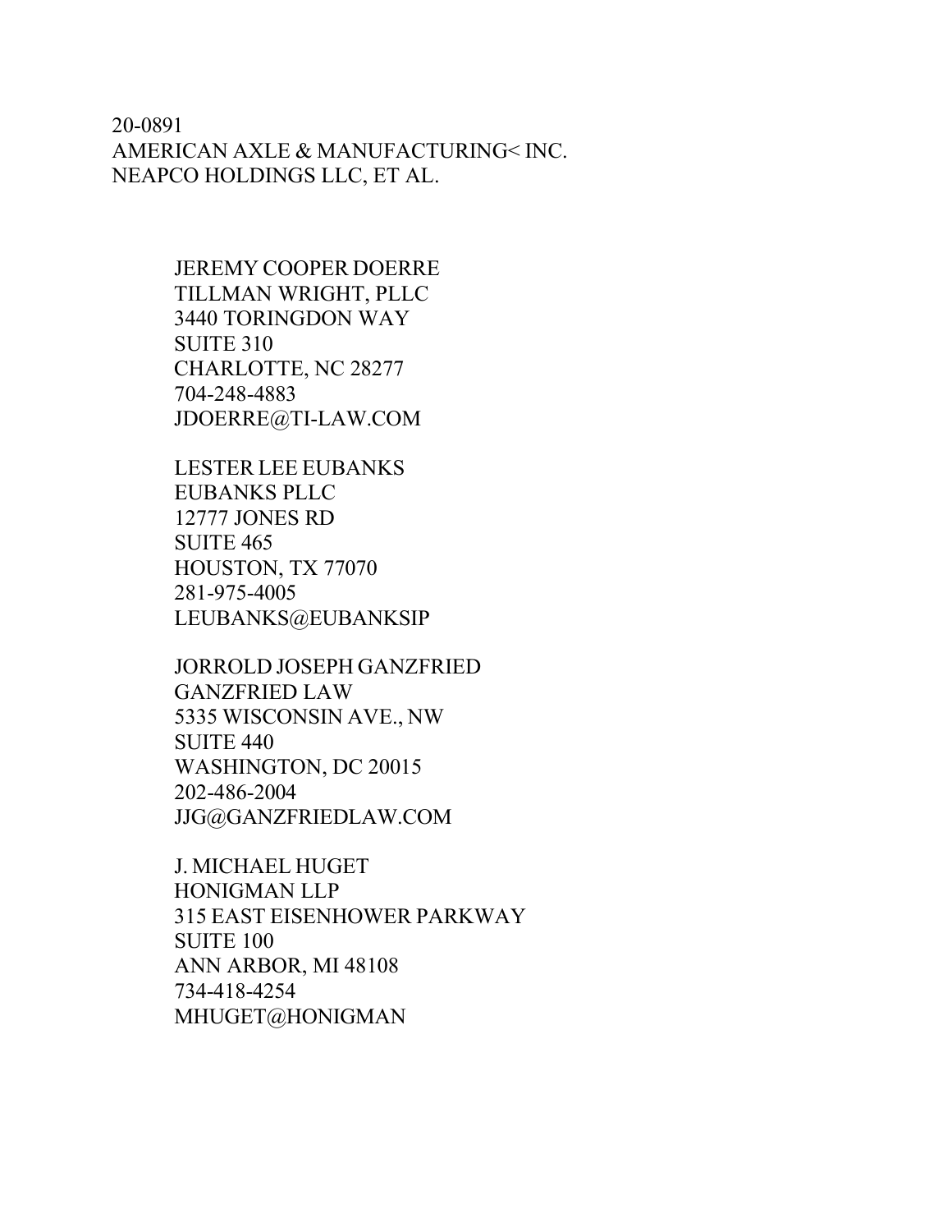20-0891
AMERICAN AXLE & MANUFACTURING< INC.
NEAPCO HOLDINGS LLC, ET AL.

JEREMY COOPER DOERRE
TILLMAN WRIGHT, PLLC
3440 TORINGDON WAY
SUITE 310
CHARLOTTE, NC 28277
704-248-4883
JDOERRE@TI-LAW.COM

LESTER LEE EUBANKS
EUBANKS PLLC
12777 JONES RD
SUITE 465
HOUSTON, TX 77070
281-975-4005
LEUBANKS@EUBANKSIP

JORROLD JOSEPH GANZFRIED
GANZFRIED LAW
5335 WISCONSIN AVE., NW
SUITE 440
WASHINGTON, DC 20015
202-486-2004
JJG@GANZFRIEDLAW.COM

J. MICHAEL HUGET
HONIGMAN LLP
315 EAST EISENHOWER PARKWAY
SUITE 100
ANN ARBOR, MI 48108
734-418-4254
MHUGET@HONIGMAN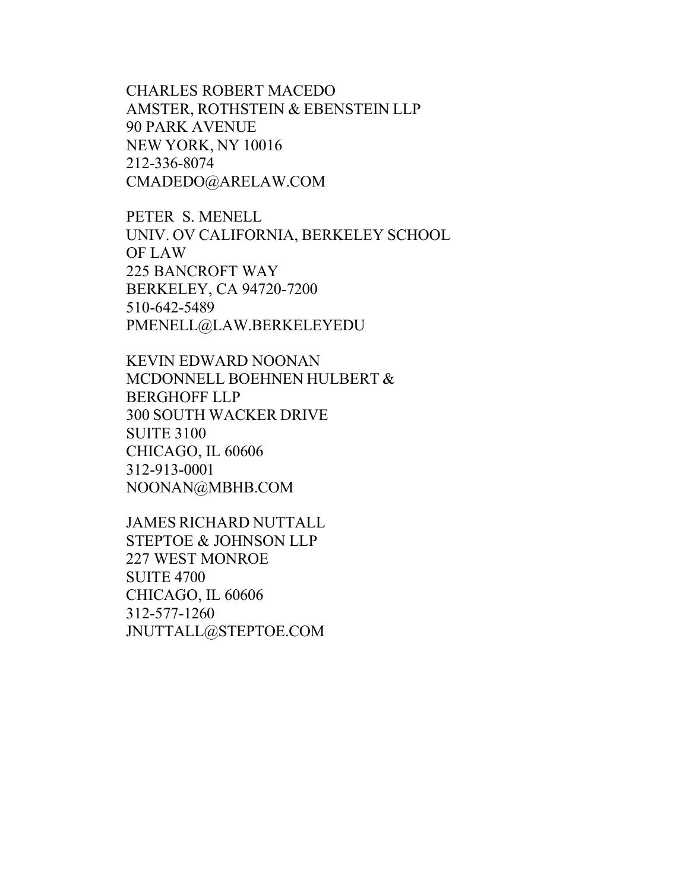CHARLES ROBERT MACEDO
AMSTER, ROTHSTEIN & EBENSTEIN LLP
90 PARK AVENUE
NEW YORK, NY 10016
212-336-8074
CMADEDO@ARELAW.COM

PETER S. MENELL
UNIV. OV CALIFORNIA, BERKELEY SCHOOL OF LAW
225 BANCROFT WAY
BERKELEY, CA 94720-7200
510-642-5489
PMENELL@LAW.BERKELEYEDU

KEVIN EDWARD NOONAN
MCDONNELL BOEHNEN HULBERT & BERGHOFF LLP
300 SOUTH WACKER DRIVE
SUITE 3100
CHICAGO, IL 60606
312-913-0001
NOONAN@MBHB.COM

JAMES RICHARD NUTTALL
STEPTOE & JOHNSON LLP
227 WEST MONROE
SUITE 4700
CHICAGO, IL 60606
312-577-1260
JNUTTALL@STEPTOE.COM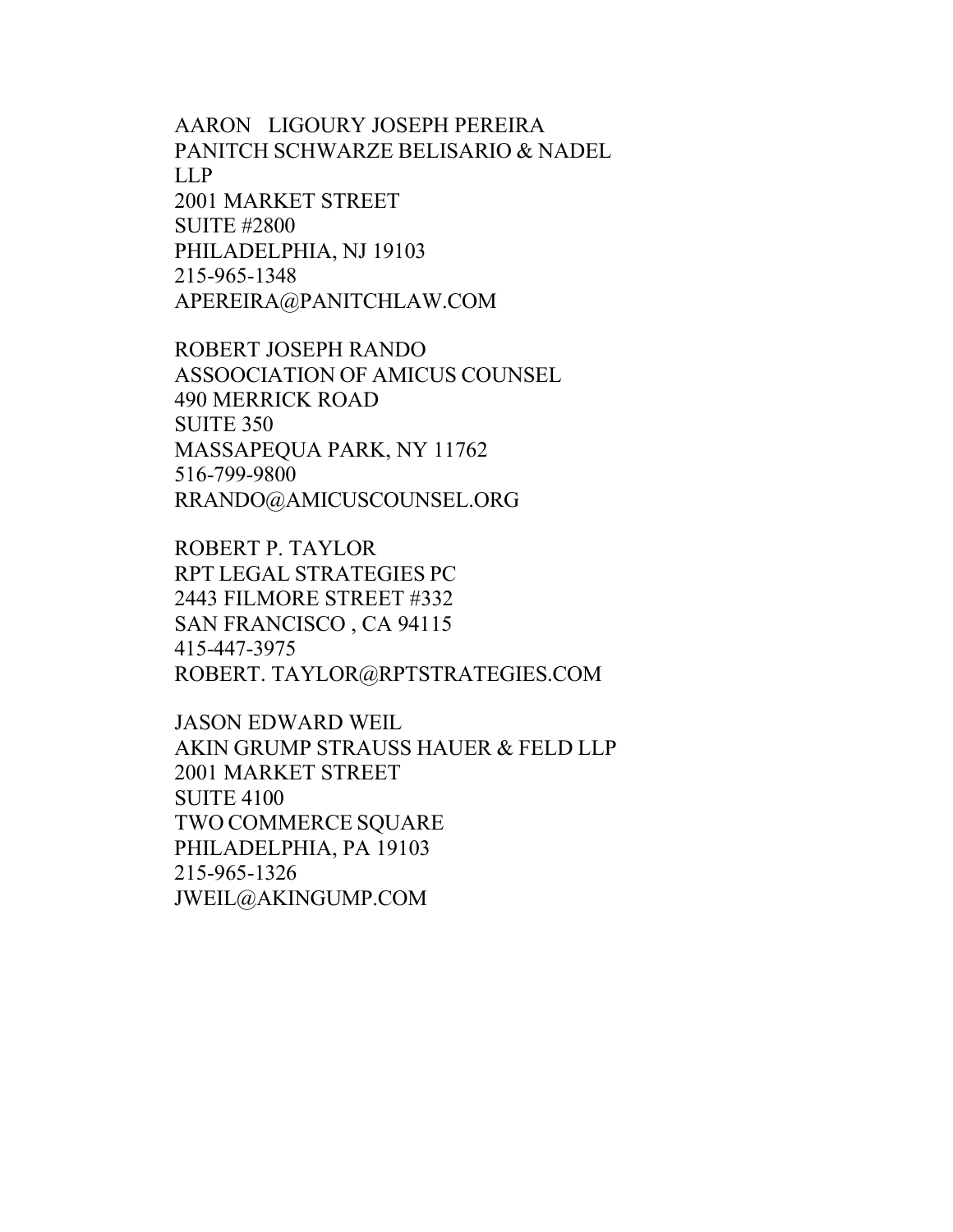AARON LIGOURY JOSEPH PEREIRA
PANITCH SCHWARZE BELISARIO & NADEL
LLP
2001 MARKET STREET
SUITE #2800
PHILADELPHIA, NJ 19103
215-965-1348
APEREIRA@PANITCHLAW.COM

ROBERT JOSEPH RANDO
ASSOOCIATION OF AMICUS COUNSEL
490 MERRICK ROAD
SUITE 350
MASSAPEQUA PARK, NY 11762
516-799-9800
RRANDO@AMICUSCOUNSEL.ORG

ROBERT P. TAYLOR
RPT LEGAL STRATEGIES PC
2443 FILMORE STREET #332
SAN FRANCISCO , CA 94115
415-447-3975
ROBERT. TAYLOR@RPTSTRATEGIES.COM

JASON EDWARD WEIL
AKIN GRUMP STRAUSS HAUER & FELD LLP
2001 MARKET STREET
SUITE 4100
TWO COMMERCE SQUARE
PHILADELPHIA, PA 19103
215-965-1326
JWEIL@AKINGUMP.COM